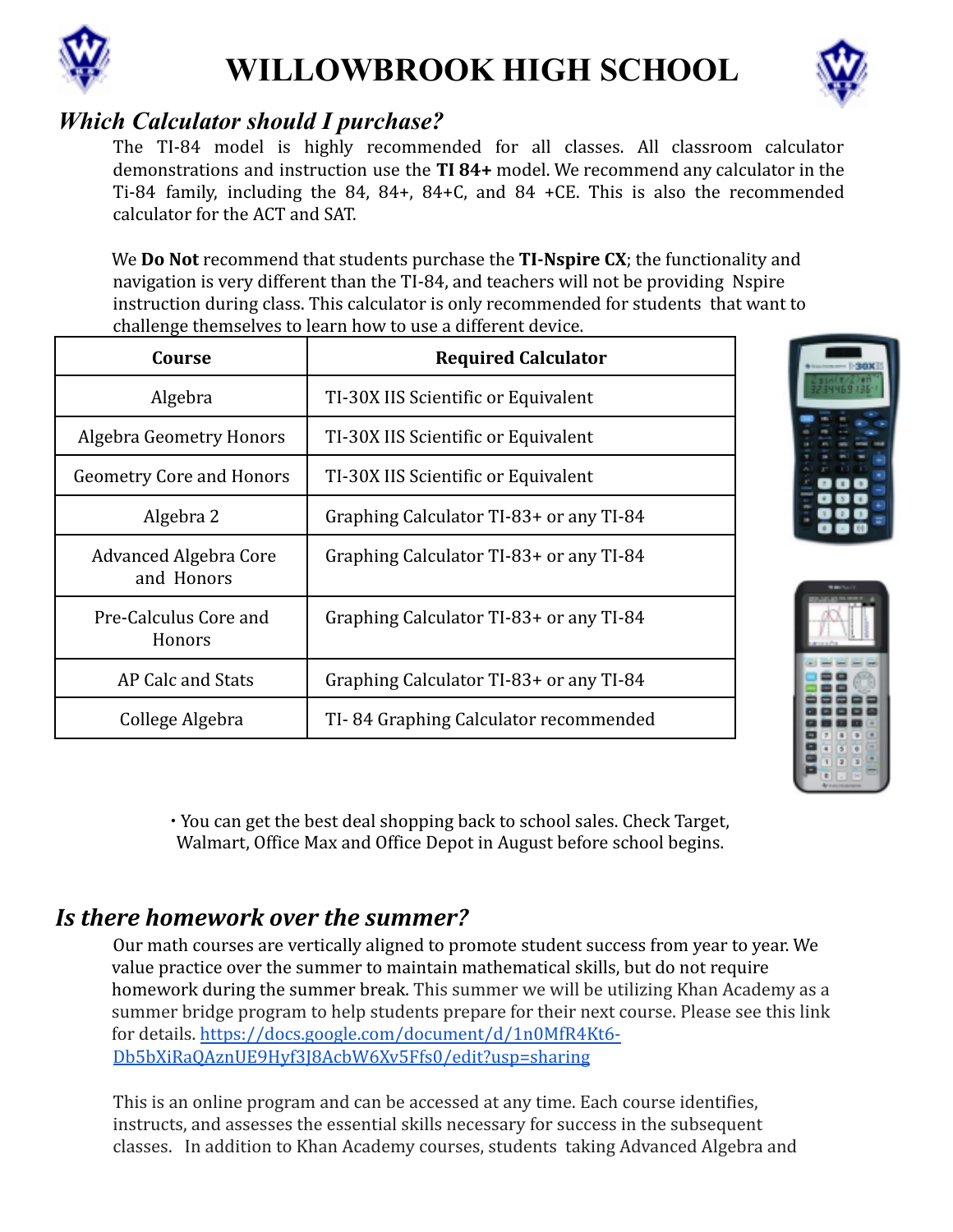# WILLOWBROOK HIGH SCHOOL

## *Which Calculator should I purchase?*

The TI-84 model is highly recommended for all classes. All classroom calculator demonstrations and instruction use the **TI 84+** model. We recommend any calculator in the Ti-84 family, including the 84, 84+, 84+C, and 84 +CE. This is also the recommended calculator for the ACT and SAT.

We **Do Not** recommend that students purchase the **TI-Nspire CX**; the functionality and navigation is very different than the TI-84, and teachers will not be providing Nspire instruction during class. This calculator is only recommended for students that want to challenge themselves to learn how to use a different device.

| Course | Required Calculator |
|---|---|
| Algebra | TI-30X IIS Scientific or Equivalent |
| Algebra Geometry Honors | TI-30X IIS Scientific or Equivalent |
| Geometry Core and Honors | TI-30X IIS Scientific or Equivalent |
| Algebra 2 | Graphing Calculator TI-83+ or any TI-84 |
| Advanced Algebra Core and Honors | Graphing Calculator TI-83+ or any TI-84 |
| Pre-Calculus Core and Honors | Graphing Calculator TI-83+ or any TI-84 |
| AP Calc and Stats | Graphing Calculator TI-83+ or any TI-84 |
| College Algebra | TI- 84 Graphing Calculator recommended |

- You can get the best deal shopping back to school sales. Check Target, Walmart, Office Max and Office Depot in August before school begins.

## *Is there homework over the summer?*

Our math courses are vertically aligned to promote student success from year to year. We value practice over the summer to maintain mathematical skills, but do not require homework during the summer break. This summer we will be utilizing Khan Academy as a summer bridge program to help students prepare for their next course. Please see this link for details. https://docs.google.com/document/d/1n0MfR4Kt6-Db5bXiRaQAznUE9Hyf3J8AcbW6Xv5Ffs0/edit?usp=sharing

This is an online program and can be accessed at any time. Each course identifies, instructs, and assesses the essential skills necessary for success in the subsequent classes. In addition to Khan Academy courses, students taking Advanced Algebra and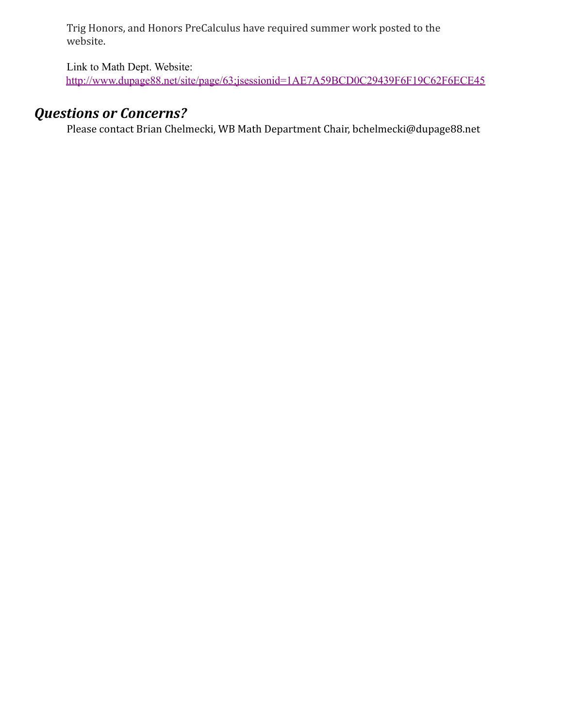Trig Honors, and Honors PreCalculus have required summer work posted to the website.

Link to Math Dept. Website:
http://www.dupage88.net/site/page/63;jsessionid=1AE7A59BCD0C29439F6F19C62F6ECE45

## *Questions or Concerns?*

Please contact Brian Chelmecki, WB Math Department Chair, bchelmecki@dupage88.net